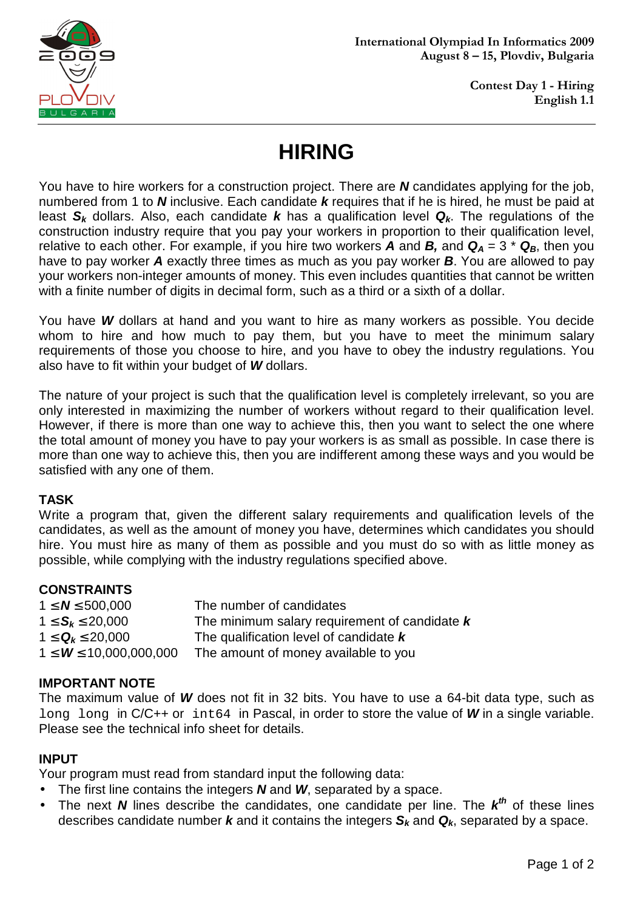International Olympiad In Informatics 2009
August 8 – 15, Plovdiv, Bulgaria

Contest Day 1 - Hiring
English 1.1

# HIRING

You have to hire workers for a construction project. There are $N$ candidates applying for the job, numbered from 1 to $N$ inclusive. Each candidate $k$ requires that if he is hired, he must be paid at least $S_k$ dollars. Also, each candidate $k$ has a qualification level $Q_k$. The regulations of the construction industry require that you pay your workers in proportion to their qualification level, relative to each other. For example, if you hire two workers $A$ and $B$, and $Q_A = 3 * Q_B$, then you have to pay worker $A$ exactly three times as much as you pay worker $B$. You are allowed to pay your workers non-integer amounts of money. This even includes quantities that cannot be written with a finite number of digits in decimal form, such as a third or a sixth of a dollar.

You have $W$ dollars at hand and you want to hire as many workers as possible. You decide whom to hire and how much to pay them, but you have to meet the minimum salary requirements of those you choose to hire, and you have to obey the industry regulations. You also have to fit within your budget of $W$ dollars.

The nature of your project is such that the qualification level is completely irrelevant, so you are only interested in maximizing the number of workers without regard to their qualification level. However, if there is more than one way to achieve this, then you want to select the one where the total amount of money you have to pay your workers is as small as possible. In case there is more than one way to achieve this, then you are indifferent among these ways and you would be satisfied with any one of them.

## TASK

Write a program that, given the different salary requirements and qualification levels of the candidates, as well as the amount of money you have, determines which candidates you should hire. You must hire as many of them as possible and you must do so with as little money as possible, while complying with the industry regulations specified above.

## CONSTRAINTS

| | |
|---|---|
| $1 \le N \le 500{,}000$ | The number of candidates |
| $1 \le S_k \le 20{,}000$ | The minimum salary requirement of candidate $k$ |
| $1 \le Q_k \le 20{,}000$ | The qualification level of candidate $k$ |
| $1 \le W \le 10{,}000{,}000{,}000$ | The amount of money available to you |

## IMPORTANT NOTE

The maximum value of $W$ does not fit in 32 bits. You have to use a 64-bit data type, such as `long long` in C/C++ or `int64` in Pascal, in order to store the value of $W$ in a single variable. Please see the technical info sheet for details.

## INPUT

Your program must read from standard input the following data:

- The first line contains the integers $N$ and $W$, separated by a space.
- The next $N$ lines describe the candidates, one candidate per line. The $k^{th}$ of these lines describes candidate number $k$ and it contains the integers $S_k$ and $Q_k$, separated by a space.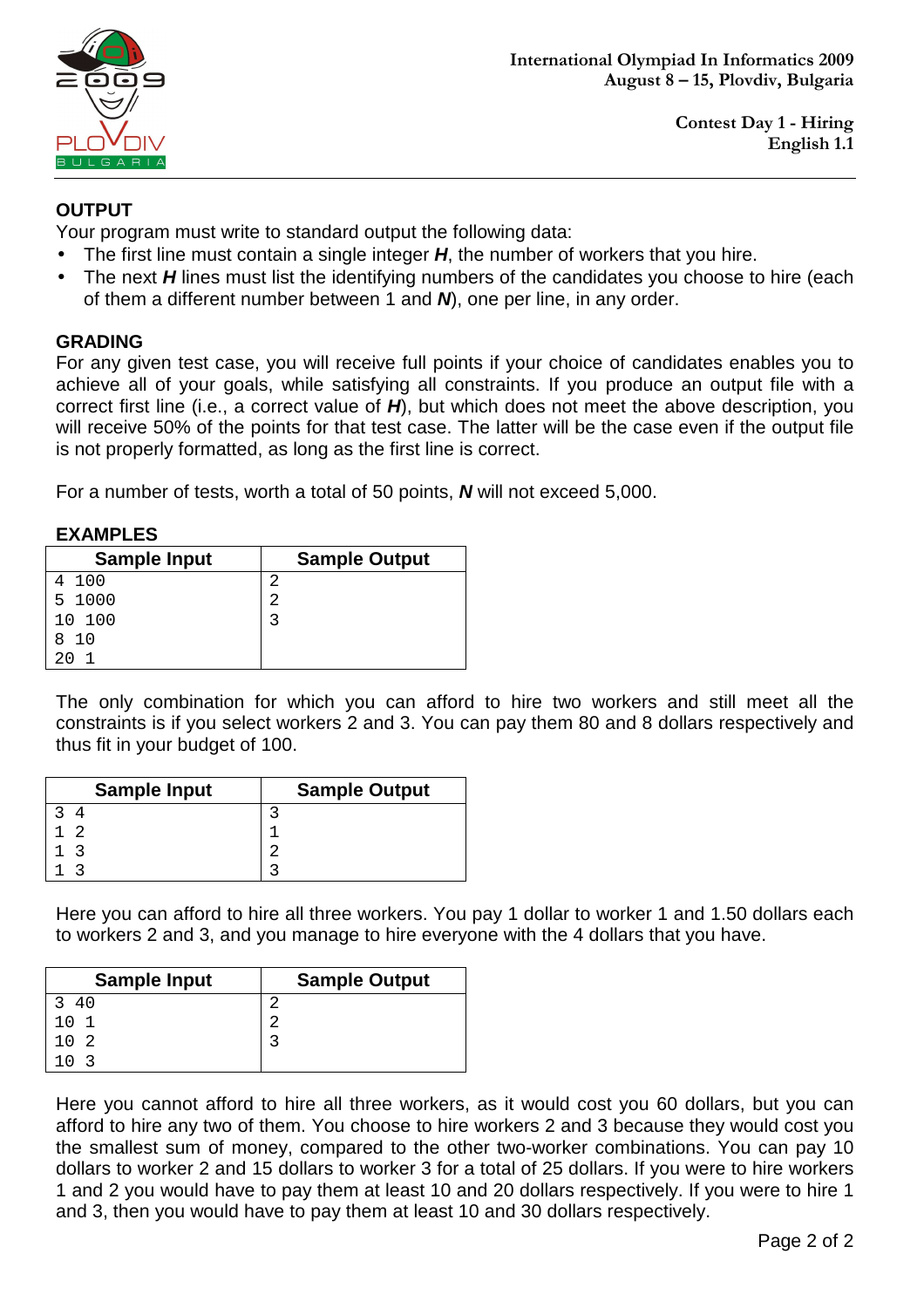## OUTPUT

Your program must write to standard output the following data:

- The first line must contain a single integer ***H***, the number of workers that you hire.
- The next ***H*** lines must list the identifying numbers of the candidates you choose to hire (each of them a different number between 1 and ***N***), one per line, in any order.

## GRADING

For any given test case, you will receive full points if your choice of candidates enables you to achieve all of your goals, while satisfying all constraints. If you produce an output file with a correct first line (i.e., a correct value of ***H***), but which does not meet the above description, you will receive 50% of the points for that test case. The latter will be the case even if the output file is not properly formatted, as long as the first line is correct.

For a number of tests, worth a total of 50 points, ***N*** will not exceed 5,000.

## EXAMPLES

| Sample Input | Sample Output |
|---|---|
| 4 100<br>5 1000<br>10 100<br>8 10<br>20 1 | 2<br>2<br>3 |

The only combination for which you can afford to hire two workers and still meet all the constraints is if you select workers 2 and 3. You can pay them 80 and 8 dollars respectively and thus fit in your budget of 100.

| Sample Input | Sample Output |
|---|---|
| 3 4<br>1 2<br>1 3<br>1 3 | 3<br>1<br>2<br>3 |

Here you can afford to hire all three workers. You pay 1 dollar to worker 1 and 1.50 dollars each to workers 2 and 3, and you manage to hire everyone with the 4 dollars that you have.

| Sample Input | Sample Output |
|---|---|
| 3 40<br>10 1<br>10 2<br>10 3 | 2<br>2<br>3 |

Here you cannot afford to hire all three workers, as it would cost you 60 dollars, but you can afford to hire any two of them. You choose to hire workers 2 and 3 because they would cost you the smallest sum of money, compared to the other two-worker combinations. You can pay 10 dollars to worker 2 and 15 dollars to worker 3 for a total of 25 dollars. If you were to hire workers 1 and 2 you would have to pay them at least 10 and 20 dollars respectively. If you were to hire 1 and 3, then you would have to pay them at least 10 and 30 dollars respectively.